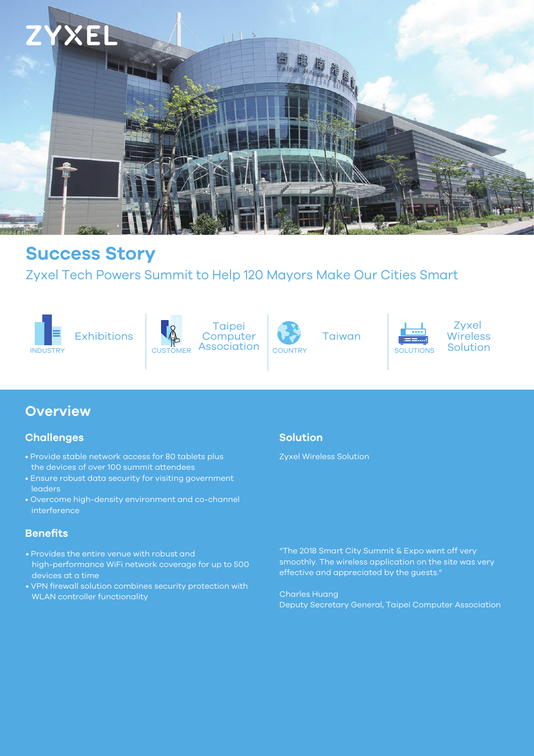ZYXEL

# Success Story

Zyxel Tech Powers Summit to Help 120 Mayors Make Our Cities Smart

| INDUSTRY | CUSTOMER | COUNTRY | SOLUTIONS |
| --- | --- | --- | --- |
| Exhibitions | Taipei Computer Association | Taiwan | Zyxel Wireless Solution |

## Overview

### Challenges

- Provide stable network access for 80 tablets plus the devices of over 100 summit attendees
- Ensure robust data security for visiting government leaders
- Overcome high-density environment and co-channel interference

### Solution

Zyxel Wireless Solution

### Benefits

- Provides the entire venue with robust and high-performance WiFi network coverage for up to 500 devices at a time
- VPN firewall solution combines security protection with WLAN controller functionality

"The 2018 Smart City Summit & Expo went off very smoothly. The wireless application on the site was very effective and appreciated by the guests."

Charles Huang
Deputy Secretary General, Taipei Computer Association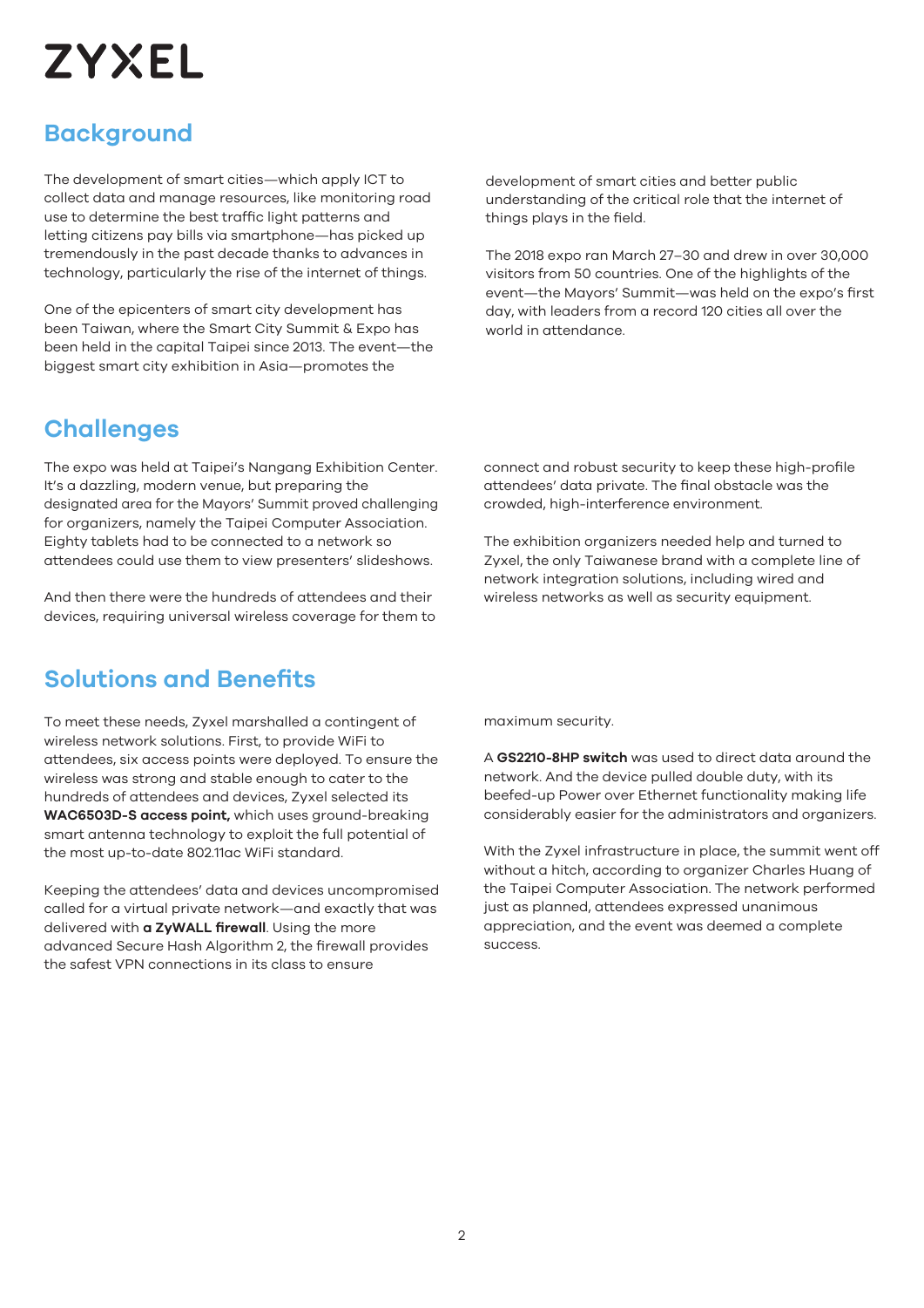ZYXEL

## Background

The development of smart cities—which apply ICT to collect data and manage resources, like monitoring road use to determine the best traffic light patterns and letting citizens pay bills via smartphone—has picked up tremendously in the past decade thanks to advances in technology, particularly the rise of the internet of things.

One of the epicenters of smart city development has been Taiwan, where the Smart City Summit & Expo has been held in the capital Taipei since 2013. The event—the biggest smart city exhibition in Asia—promotes the development of smart cities and better public understanding of the critical role that the internet of things plays in the field.

The 2018 expo ran March 27–30 and drew in over 30,000 visitors from 50 countries. One of the highlights of the event—the Mayors' Summit—was held on the expo's first day, with leaders from a record 120 cities all over the world in attendance.

## Challenges

The expo was held at Taipei's Nangang Exhibition Center. It's a dazzling, modern venue, but preparing the designated area for the Mayors' Summit proved challenging for organizers, namely the Taipei Computer Association. Eighty tablets had to be connected to a network so attendees could use them to view presenters' slideshows.

And then there were the hundreds of attendees and their devices, requiring universal wireless coverage for them to connect and robust security to keep these high-profile attendees' data private. The final obstacle was the crowded, high-interference environment.

The exhibition organizers needed help and turned to Zyxel, the only Taiwanese brand with a complete line of network integration solutions, including wired and wireless networks as well as security equipment.

## Solutions and Benefits

To meet these needs, Zyxel marshalled a contingent of wireless network solutions. First, to provide WiFi to attendees, six access points were deployed. To ensure the wireless was strong and stable enough to cater to the hundreds of attendees and devices, Zyxel selected its **WAC6503D-S access point,** which uses ground-breaking smart antenna technology to exploit the full potential of the most up-to-date 802.11ac WiFi standard.

Keeping the attendees' data and devices uncompromised called for a virtual private network—and exactly that was delivered with **a ZyWALL firewall**. Using the more advanced Secure Hash Algorithm 2, the firewall provides the safest VPN connections in its class to ensure maximum security.

A **GS2210-8HP switch** was used to direct data around the network. And the device pulled double duty, with its beefed-up Power over Ethernet functionality making life considerably easier for the administrators and organizers.

With the Zyxel infrastructure in place, the summit went off without a hitch, according to organizer Charles Huang of the Taipei Computer Association. The network performed just as planned, attendees expressed unanimous appreciation, and the event was deemed a complete success.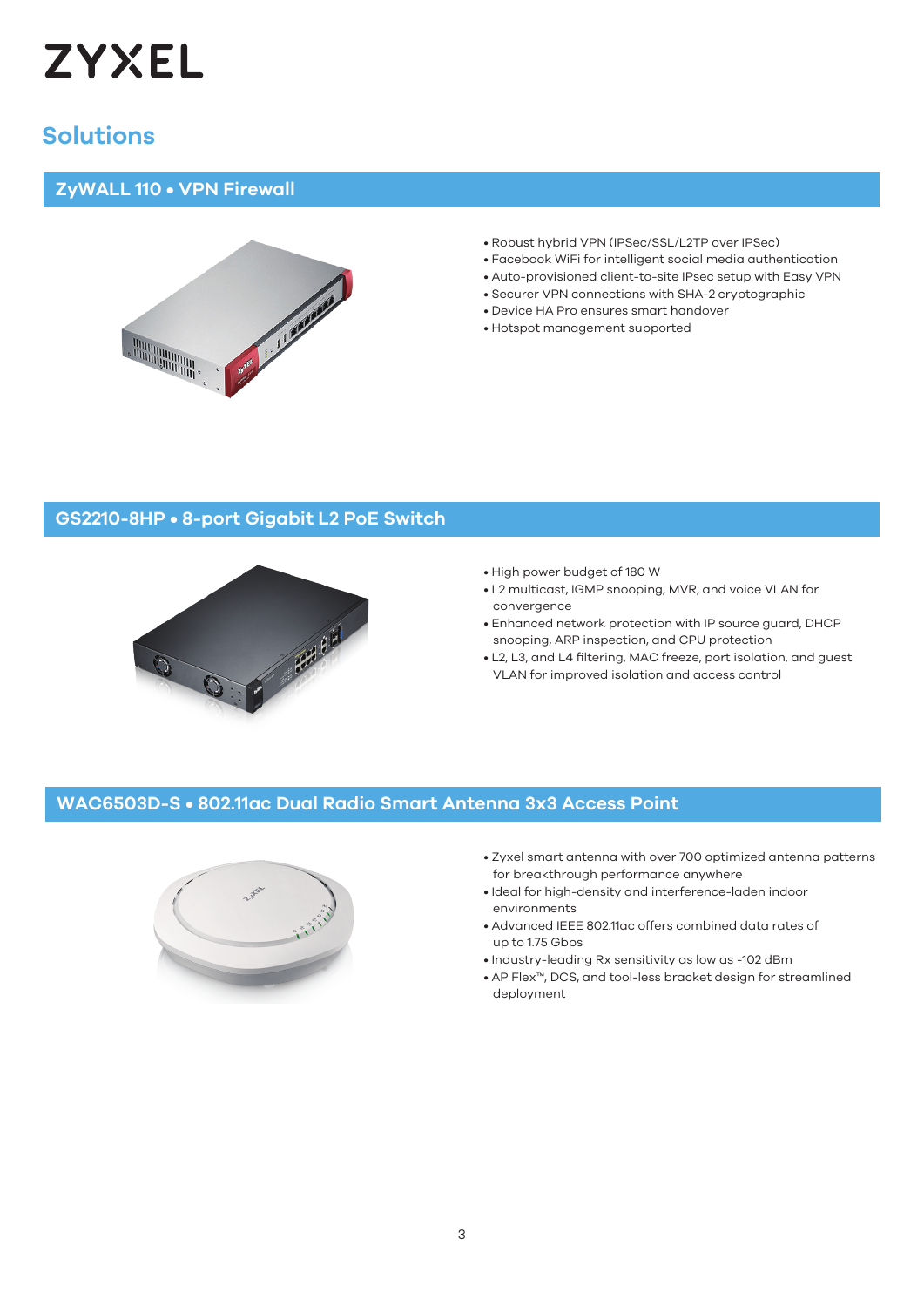# ZYXEL

## Solutions

### ZyWALL 110 • VPN Firewall

- Robust hybrid VPN (IPSec/SSL/L2TP over IPSec)
- Facebook WiFi for intelligent social media authentication
- Auto-provisioned client-to-site IPsec setup with Easy VPN
- Securer VPN connections with SHA-2 cryptographic
- Device HA Pro ensures smart handover
- Hotspot management supported

### GS2210-8HP • 8-port Gigabit L2 PoE Switch

- High power budget of 180 W
- L2 multicast, IGMP snooping, MVR, and voice VLAN for convergence
- Enhanced network protection with IP source guard, DHCP snooping, ARP inspection, and CPU protection
- L2, L3, and L4 filtering, MAC freeze, port isolation, and guest VLAN for improved isolation and access control

### WAC6503D-S • 802.11ac Dual Radio Smart Antenna 3x3 Access Point

- Zyxel smart antenna with over 700 optimized antenna patterns for breakthrough performance anywhere
- Ideal for high-density and interference-laden indoor environments
- Advanced IEEE 802.11ac offers combined data rates of up to 1.75 Gbps
- Industry-leading Rx sensitivity as low as -102 dBm
- AP Flex™, DCS, and tool-less bracket design for streamlined deployment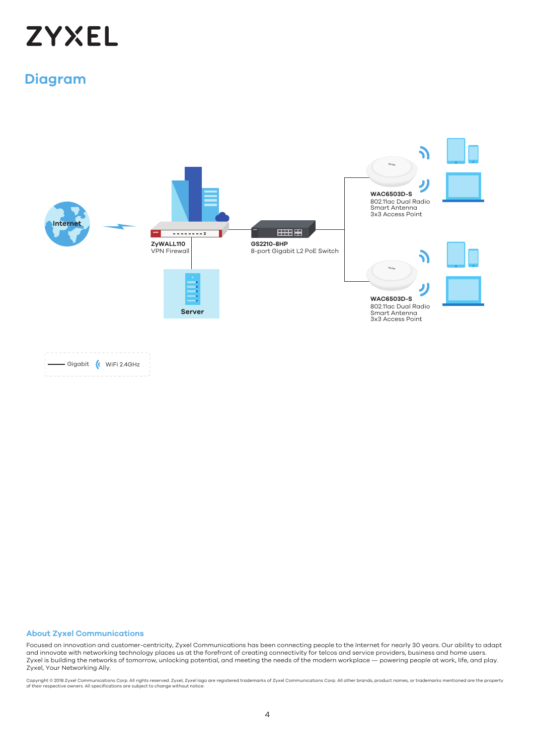# ZYXEL

## Diagram

Internet

ZyWALL110
VPN Firewall

Server

GS2210-8HP
8-port Gigabit L2 PoE Switch

WAC6503D-S
802.11ac Dual Radio
Smart Antenna
3x3 Access Point

WAC6503D-S
802.11ac Dual Radio
Smart Antenna
3x3 Access Point

Gigabit
WiFi 2.4GHz

### About Zyxel Communications

Focused on innovation and customer-centricity, Zyxel Communications has been connecting people to the Internet for nearly 30 years. Our ability to adapt and innovate with networking technology places us at the forefront of creating connectivity for telcos and service providers, business and home users. Zyxel is building the networks of tomorrow, unlocking potential, and meeting the needs of the modern workplace — powering people at work, life, and play. Zyxel, Your Networking Ally.

Copyright © 2018 Zyxel Communications Corp. All rights reserved. Zyxel, Zyxel logo are registered trademarks of Zyxel Communications Corp. All other brands, product names, or trademarks mentioned are the property of their respective owners. All specifications are subject to change without notice.